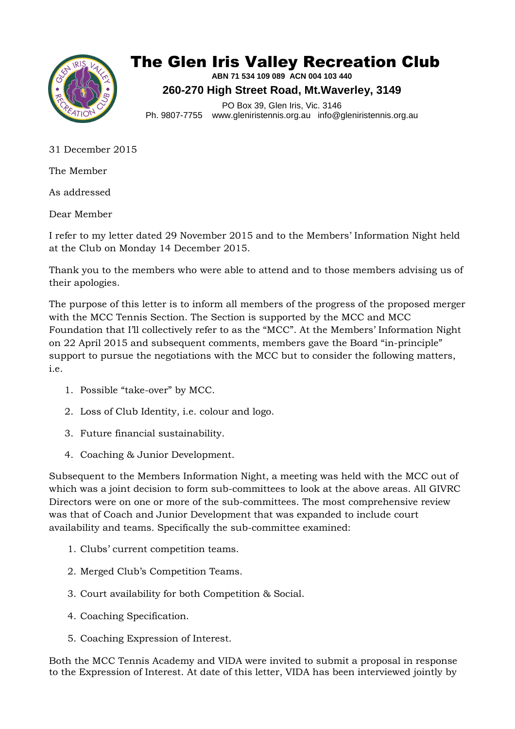# The Glen Iris Valley Recreation Club

**ABN 71 534 109 089 ACN 004 103 440**

**260-270 High Street Road, Mt.Waverley, 3149**

PO Box 39, Glen Iris, Vic. 3146

Ph. 9807-7755 www.gleniristennis.org.au info@gleniristennis.org.au

31 December 2015

The Member

As addressed

Dear Member

I refer to my letter dated 29 November 2015 and to the Members' Information Night held at the Club on Monday 14 December 2015.

Thank you to the members who were able to attend and to those members advising us of their apologies.

The purpose of this letter is to inform all members of the progress of the proposed merger with the MCC Tennis Section. The Section is supported by the MCC and MCC Foundation that I'll collectively refer to as the "MCC". At the Members' Information Night on 22 April 2015 and subsequent comments, members gave the Board "in-principle" support to pursue the negotiations with the MCC but to consider the following matters, i.e.

1. Possible "take-over" by MCC.
2. Loss of Club Identity, i.e. colour and logo.
3. Future financial sustainability.
4. Coaching & Junior Development.

Subsequent to the Members Information Night, a meeting was held with the MCC out of which was a joint decision to form sub-committees to look at the above areas. All GIVRC Directors were on one or more of the sub-committees. The most comprehensive review was that of Coach and Junior Development that was expanded to include court availability and teams. Specifically the sub-committee examined:

1. Clubs' current competition teams.
2. Merged Club's Competition Teams.
3. Court availability for both Competition & Social.
4. Coaching Specification.
5. Coaching Expression of Interest.

Both the MCC Tennis Academy and VIDA were invited to submit a proposal in response to the Expression of Interest. At date of this letter, VIDA has been interviewed jointly by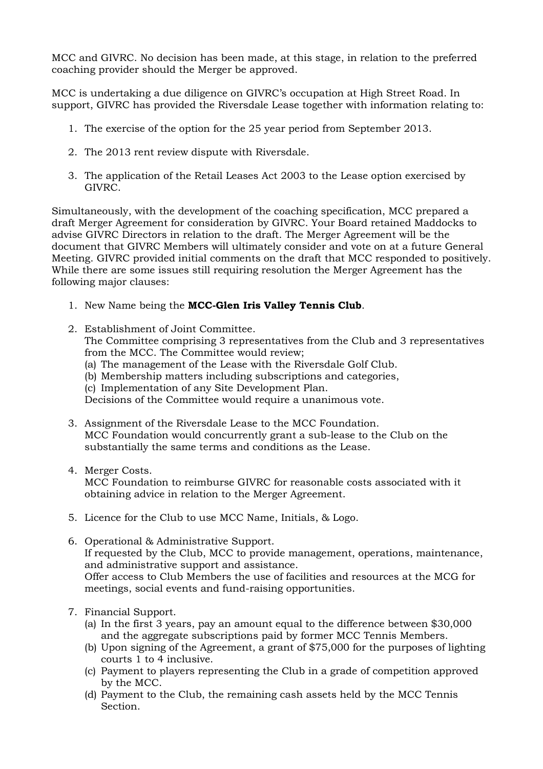MCC and GIVRC. No decision has been made, at this stage, in relation to the preferred coaching provider should the Merger be approved.

MCC is undertaking a due diligence on GIVRC's occupation at High Street Road. In support, GIVRC has provided the Riversdale Lease together with information relating to:

1. The exercise of the option for the 25 year period from September 2013.
2. The 2013 rent review dispute with Riversdale.
3. The application of the Retail Leases Act 2003 to the Lease option exercised by GIVRC.

Simultaneously, with the development of the coaching specification, MCC prepared a draft Merger Agreement for consideration by GIVRC. Your Board retained Maddocks to advise GIVRC Directors in relation to the draft. The Merger Agreement will be the document that GIVRC Members will ultimately consider and vote on at a future General Meeting. GIVRC provided initial comments on the draft that MCC responded to positively. While there are some issues still requiring resolution the Merger Agreement has the following major clauses:

1. New Name being the **MCC-Glen Iris Valley Tennis Club**.
2. Establishment of Joint Committee.
   The Committee comprising 3 representatives from the Club and 3 representatives from the MCC. The Committee would review;
   (a) The management of the Lease with the Riversdale Golf Club.
   (b) Membership matters including subscriptions and categories,
   (c) Implementation of any Site Development Plan.
   Decisions of the Committee would require a unanimous vote.
3. Assignment of the Riversdale Lease to the MCC Foundation.
   MCC Foundation would concurrently grant a sub-lease to the Club on the substantially the same terms and conditions as the Lease.
4. Merger Costs.
   MCC Foundation to reimburse GIVRC for reasonable costs associated with it obtaining advice in relation to the Merger Agreement.
5. Licence for the Club to use MCC Name, Initials, & Logo.
6. Operational & Administrative Support.
   If requested by the Club, MCC to provide management, operations, maintenance, and administrative support and assistance.
   Offer access to Club Members the use of facilities and resources at the MCG for meetings, social events and fund-raising opportunities.
7. Financial Support.
   (a) In the first 3 years, pay an amount equal to the difference between $30,000 and the aggregate subscriptions paid by former MCC Tennis Members.
   (b) Upon signing of the Agreement, a grant of $75,000 for the purposes of lighting courts 1 to 4 inclusive.
   (c) Payment to players representing the Club in a grade of competition approved by the MCC.
   (d) Payment to the Club, the remaining cash assets held by the MCC Tennis Section.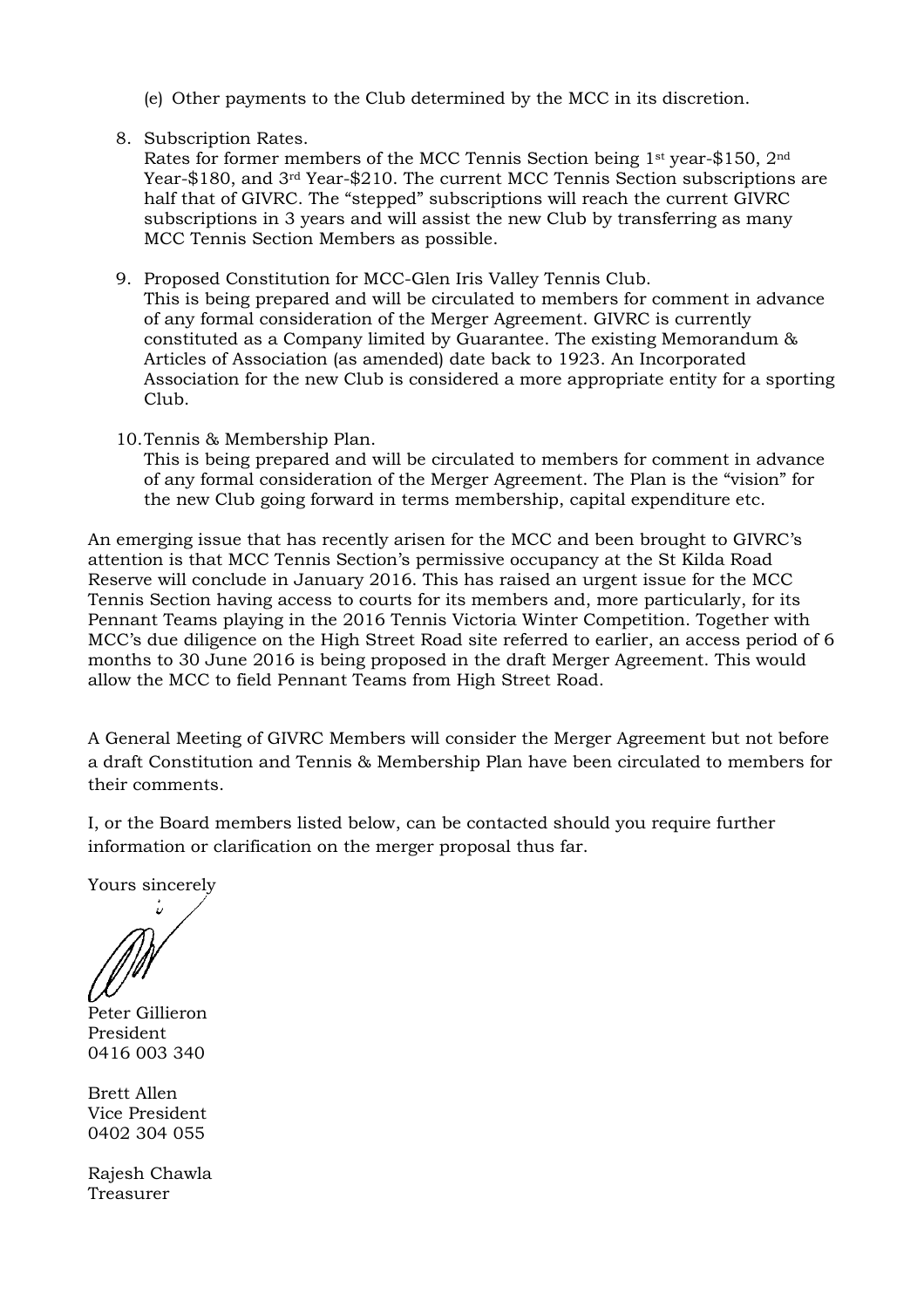(e) Other payments to the Club determined by the MCC in its discretion.

8. Subscription Rates.
   Rates for former members of the MCC Tennis Section being 1st year-$150, 2nd Year-$180, and 3rd Year-$210. The current MCC Tennis Section subscriptions are half that of GIVRC. The "stepped" subscriptions will reach the current GIVRC subscriptions in 3 years and will assist the new Club by transferring as many MCC Tennis Section Members as possible.

9. Proposed Constitution for MCC-Glen Iris Valley Tennis Club.
   This is being prepared and will be circulated to members for comment in advance of any formal consideration of the Merger Agreement. GIVRC is currently constituted as a Company limited by Guarantee. The existing Memorandum & Articles of Association (as amended) date back to 1923. An Incorporated Association for the new Club is considered a more appropriate entity for a sporting Club.

10. Tennis & Membership Plan.
    This is being prepared and will be circulated to members for comment in advance of any formal consideration of the Merger Agreement. The Plan is the "vision" for the new Club going forward in terms membership, capital expenditure etc.

An emerging issue that has recently arisen for the MCC and been brought to GIVRC's attention is that MCC Tennis Section's permissive occupancy at the St Kilda Road Reserve will conclude in January 2016. This has raised an urgent issue for the MCC Tennis Section having access to courts for its members and, more particularly, for its Pennant Teams playing in the 2016 Tennis Victoria Winter Competition. Together with MCC's due diligence on the High Street Road site referred to earlier, an access period of 6 months to 30 June 2016 is being proposed in the draft Merger Agreement. This would allow the MCC to field Pennant Teams from High Street Road.

A General Meeting of GIVRC Members will consider the Merger Agreement but not before a draft Constitution and Tennis & Membership Plan have been circulated to members for their comments.

I, or the Board members listed below, can be contacted should you require further information or clarification on the merger proposal thus far.

Yours sincerely

Peter Gillieron
President
0416 003 340

Brett Allen
Vice President
0402 304 055

Rajesh Chawla
Treasurer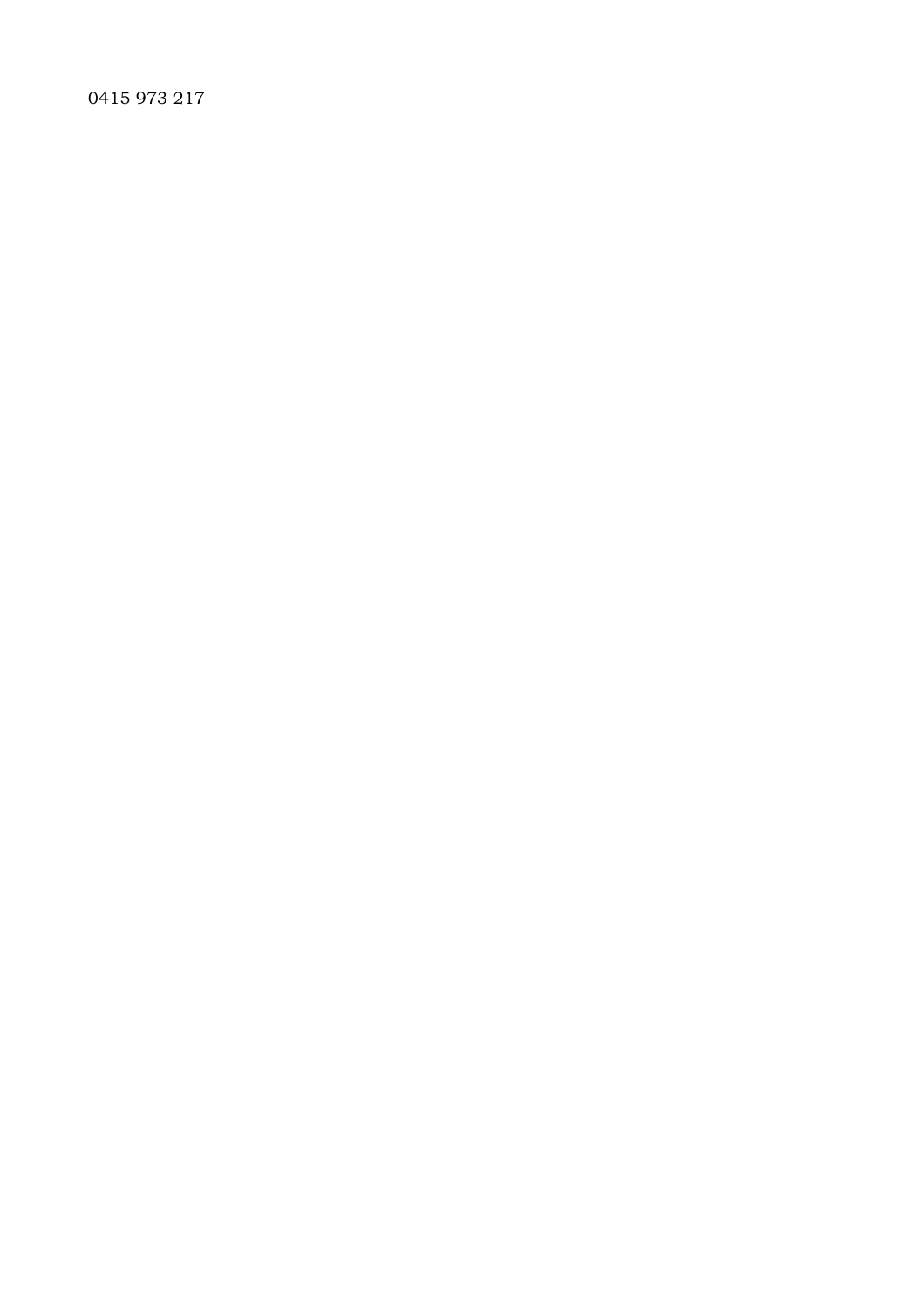0415 973 217